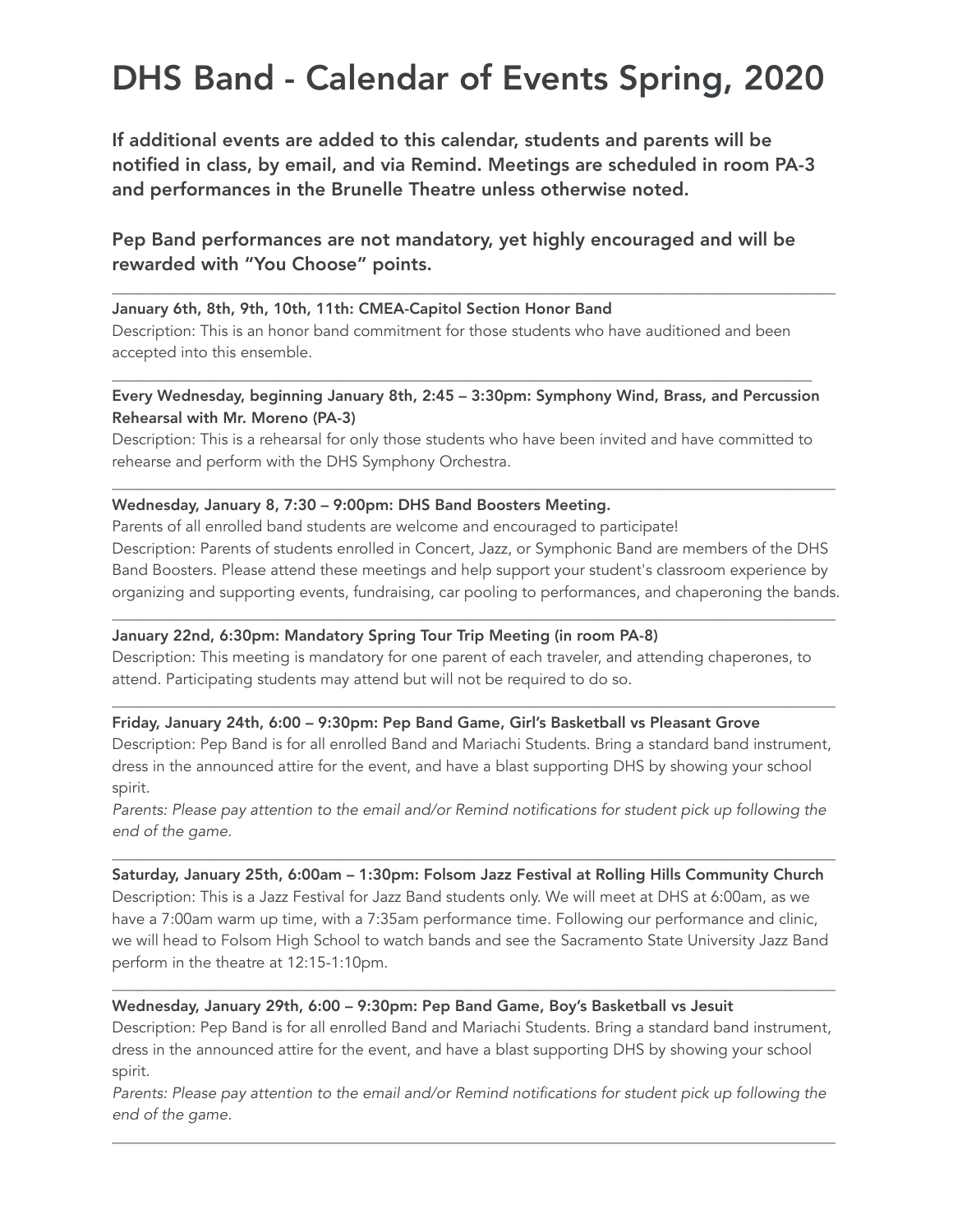# DHS Band - Calendar of Events Spring, 2020

**If additional events are added to this calendar, students and parents will be notified in class, by email, and via Remind. Meetings are scheduled in room PA-3 and performances in the Brunelle Theatre unless otherwise noted.**

**Pep Band performances are not mandatory, yet highly encouraged and will be rewarded with "You Choose" points.**

---

**January 6th, 8th, 9th, 10th, 11th: CMEA-Capitol Section Honor Band**

Description: This is an honor band commitment for those students who have auditioned and been accepted into this ensemble.

---

**Every Wednesday, beginning January 8th, 2:45 – 3:30pm: Symphony Wind, Brass, and Percussion Rehearsal with Mr. Moreno (PA-3)**

Description: This is a rehearsal for only those students who have been invited and have committed to rehearse and perform with the DHS Symphony Orchestra.

---

**Wednesday, January 8, 7:30 – 9:00pm: DHS Band Boosters Meeting.**

Parents of all enrolled band students are welcome and encouraged to participate!

Description: Parents of students enrolled in Concert, Jazz, or Symphonic Band are members of the DHS Band Boosters. Please attend these meetings and help support your student's classroom experience by organizing and supporting events, fundraising, car pooling to performances, and chaperoning the bands.

---

**January 22nd, 6:30pm: Mandatory Spring Tour Trip Meeting (in room PA-8)**

Description: This meeting is mandatory for one parent of each traveler, and attending chaperones, to attend. Participating students may attend but will not be required to do so.

---

**Friday, January 24th, 6:00 – 9:30pm: Pep Band Game, Girl's Basketball vs Pleasant Grove**

Description: Pep Band is for all enrolled Band and Mariachi Students. Bring a standard band instrument, dress in the announced attire for the event, and have a blast supporting DHS by showing your school spirit.

*Parents: Please pay attention to the email and/or Remind notifications for student pick up following the end of the game.*

---

**Saturday, January 25th, 6:00am – 1:30pm: Folsom Jazz Festival at Rolling Hills Community Church**

Description: This is a Jazz Festival for Jazz Band students only. We will meet at DHS at 6:00am, as we have a 7:00am warm up time, with a 7:35am performance time. Following our performance and clinic, we will head to Folsom High School to watch bands and see the Sacramento State University Jazz Band perform in the theatre at 12:15-1:10pm.

---

**Wednesday, January 29th, 6:00 – 9:30pm: Pep Band Game, Boy's Basketball vs Jesuit**

Description: Pep Band is for all enrolled Band and Mariachi Students. Bring a standard band instrument, dress in the announced attire for the event, and have a blast supporting DHS by showing your school spirit.

*Parents: Please pay attention to the email and/or Remind notifications for student pick up following the end of the game.*

---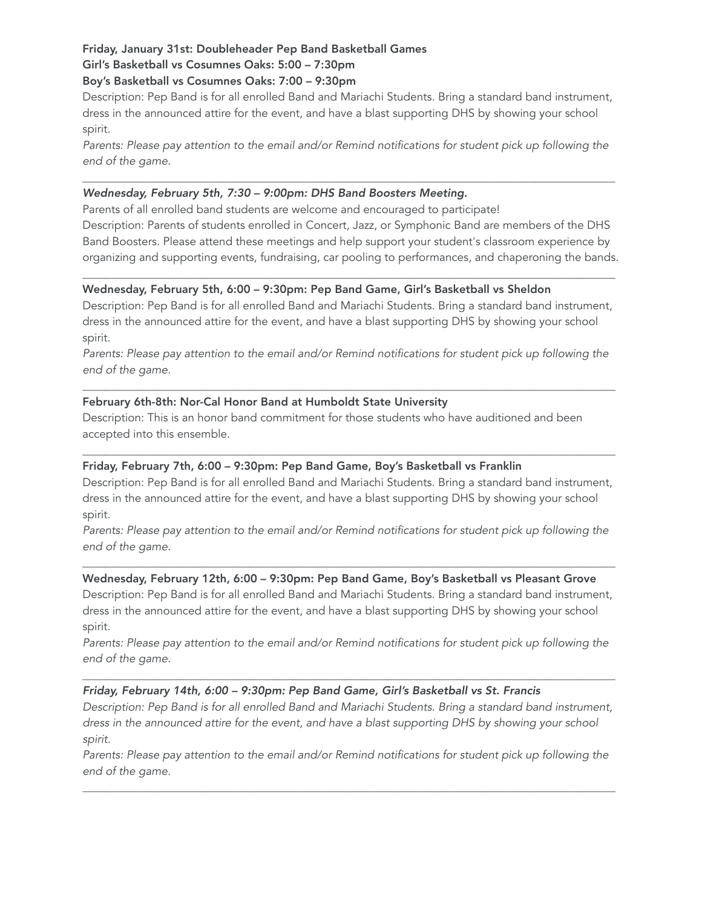**Friday, January 31st: Doubleheader Pep Band Basketball Games**
**Girl's Basketball vs Cosumnes Oaks: 5:00 – 7:30pm**
**Boy's Basketball vs Cosumnes Oaks: 7:00 – 9:30pm**

Description: Pep Band is for all enrolled Band and Mariachi Students. Bring a standard band instrument, dress in the announced attire for the event, and have a blast supporting DHS by showing your school spirit.

*Parents: Please pay attention to the email and/or Remind notifications for student pick up following the end of the game.*

---

***Wednesday, February 5th, 7:30 – 9:00pm: DHS Band Boosters Meeting.***

Parents of all enrolled band students are welcome and encouraged to participate!

Description: Parents of students enrolled in Concert, Jazz, or Symphonic Band are members of the DHS Band Boosters. Please attend these meetings and help support your student's classroom experience by organizing and supporting events, fundraising, car pooling to performances, and chaperoning the bands.

---

**Wednesday, February 5th, 6:00 – 9:30pm: Pep Band Game, Girl's Basketball vs Sheldon**

Description: Pep Band is for all enrolled Band and Mariachi Students. Bring a standard band instrument, dress in the announced attire for the event, and have a blast supporting DHS by showing your school spirit.

*Parents: Please pay attention to the email and/or Remind notifications for student pick up following the end of the game.*

---

**February 6th-8th: Nor-Cal Honor Band at Humboldt State University**

Description: This is an honor band commitment for those students who have auditioned and been accepted into this ensemble.

---

**Friday, February 7th, 6:00 – 9:30pm: Pep Band Game, Boy's Basketball vs Franklin**

Description: Pep Band is for all enrolled Band and Mariachi Students. Bring a standard band instrument, dress in the announced attire for the event, and have a blast supporting DHS by showing your school spirit.

*Parents: Please pay attention to the email and/or Remind notifications for student pick up following the end of the game.*

---

**Wednesday, February 12th, 6:00 – 9:30pm: Pep Band Game, Boy's Basketball vs Pleasant Grove**

Description: Pep Band is for all enrolled Band and Mariachi Students. Bring a standard band instrument, dress in the announced attire for the event, and have a blast supporting DHS by showing your school spirit.

*Parents: Please pay attention to the email and/or Remind notifications for student pick up following the end of the game.*

---

***Friday, February 14th, 6:00 – 9:30pm: Pep Band Game, Girl's Basketball vs St. Francis***

*Description: Pep Band is for all enrolled Band and Mariachi Students. Bring a standard band instrument, dress in the announced attire for the event, and have a blast supporting DHS by showing your school spirit.*

*Parents: Please pay attention to the email and/or Remind notifications for student pick up following the end of the game.*

---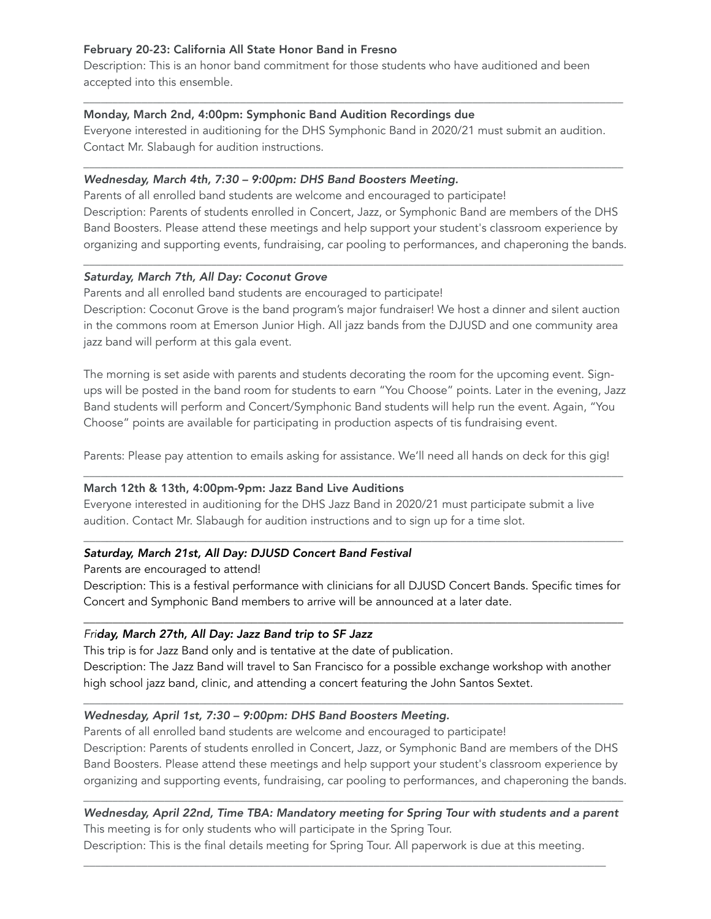**February 20-23: California All State Honor Band in Fresno**
Description: This is an honor band commitment for those students who have auditioned and been accepted into this ensemble.

---

**Monday, March 2nd, 4:00pm: Symphonic Band Audition Recordings due**
Everyone interested in auditioning for the DHS Symphonic Band in 2020/21 must submit an audition. Contact Mr. Slabaugh for audition instructions.

---

***Wednesday, March 4th, 7:30 – 9:00pm: DHS Band Boosters Meeting.***
Parents of all enrolled band students are welcome and encouraged to participate!
Description: Parents of students enrolled in Concert, Jazz, or Symphonic Band are members of the DHS Band Boosters. Please attend these meetings and help support your student's classroom experience by organizing and supporting events, fundraising, car pooling to performances, and chaperoning the bands.

---

***Saturday, March 7th, All Day: Coconut Grove***
Parents and all enrolled band students are encouraged to participate!
Description: Coconut Grove is the band program's major fundraiser! We host a dinner and silent auction in the commons room at Emerson Junior High. All jazz bands from the DJUSD and one community area jazz band will perform at this gala event.

The morning is set aside with parents and students decorating the room for the upcoming event. Sign-ups will be posted in the band room for students to earn "You Choose" points. Later in the evening, Jazz Band students will perform and Concert/Symphonic Band students will help run the event. Again, "You Choose" points are available for participating in production aspects of tis fundraising event.

Parents: Please pay attention to emails asking for assistance. We'll need all hands on deck for this gig!

---

**March 12th & 13th, 4:00pm-9pm: Jazz Band Live Auditions**
Everyone interested in auditioning for the DHS Jazz Band in 2020/21 must participate submit a live audition. Contact Mr. Slabaugh for audition instructions and to sign up for a time slot.

---

***Saturday, March 21st, All Day: DJUSD Concert Band Festival***
Parents are encouraged to attend!
Description: This is a festival performance with clinicians for all DJUSD Concert Bands. Specific times for Concert and Symphonic Band members to arrive will be announced at a later date.

---

***Friday, March 27th, All Day: Jazz Band trip to SF Jazz***
This trip is for Jazz Band only and is tentative at the date of publication.
Description: The Jazz Band will travel to San Francisco for a possible exchange workshop with another high school jazz band, clinic, and attending a concert featuring the John Santos Sextet.

---

***Wednesday, April 1st, 7:30 – 9:00pm: DHS Band Boosters Meeting.***
Parents of all enrolled band students are welcome and encouraged to participate!
Description: Parents of students enrolled in Concert, Jazz, or Symphonic Band are members of the DHS Band Boosters. Please attend these meetings and help support your student's classroom experience by organizing and supporting events, fundraising, car pooling to performances, and chaperoning the bands.

---

***Wednesday, April 22nd, Time TBA: Mandatory meeting for Spring Tour with students and a parent***
This meeting is for only students who will participate in the Spring Tour.
Description: This is the final details meeting for Spring Tour. All paperwork is due at this meeting.

---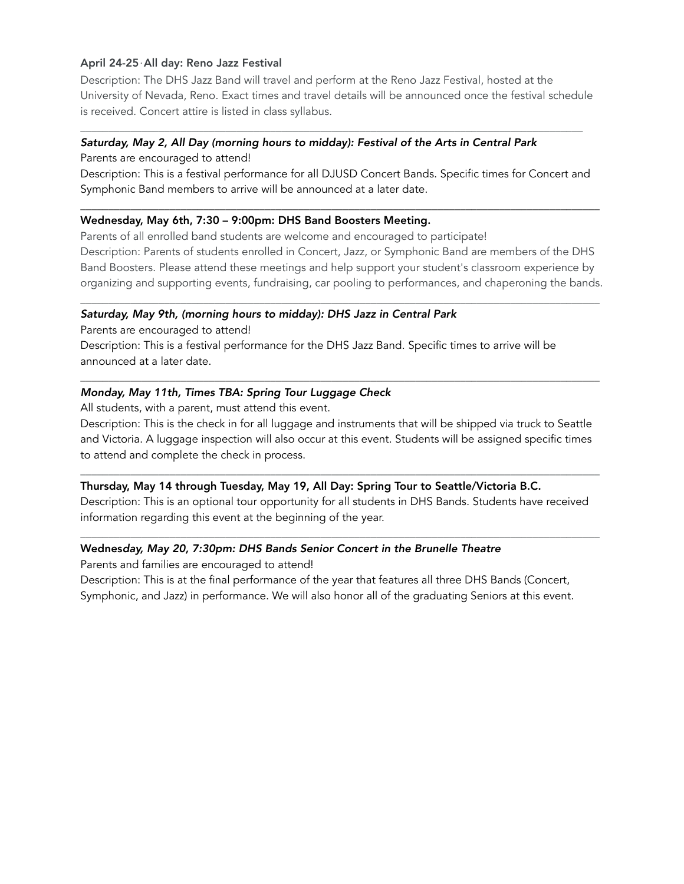**April 24-25 · All day: Reno Jazz Festival**

Description: The DHS Jazz Band will travel and perform at the Reno Jazz Festival, hosted at the University of Nevada, Reno. Exact times and travel details will be announced once the festival schedule is received. Concert attire is listed in class syllabus.

---

***Saturday, May 2, All Day (morning hours to midday): Festival of the Arts in Central Park***

Parents are encouraged to attend!

Description: This is a festival performance for all DJUSD Concert Bands. Specific times for Concert and Symphonic Band members to arrive will be announced at a later date.

---

**Wednesday, May 6th, 7:30 – 9:00pm: DHS Band Boosters Meeting.**

Parents of all enrolled band students are welcome and encouraged to participate!

Description: Parents of students enrolled in Concert, Jazz, or Symphonic Band are members of the DHS Band Boosters. Please attend these meetings and help support your student's classroom experience by organizing and supporting events, fundraising, car pooling to performances, and chaperoning the bands.

---

***Saturday, May 9th, (morning hours to midday): DHS Jazz in Central Park***

Parents are encouraged to attend!

Description: This is a festival performance for the DHS Jazz Band. Specific times to arrive will be announced at a later date.

---

***Monday, May 11th, Times TBA: Spring Tour Luggage Check***

All students, with a parent, must attend this event.

Description: This is the check in for all luggage and instruments that will be shipped via truck to Seattle and Victoria. A luggage inspection will also occur at this event. Students will be assigned specific times to attend and complete the check in process.

---

**Thursday, May 14 through Tuesday, May 19, All Day: Spring Tour to Seattle/Victoria B.C.**

Description: This is an optional tour opportunity for all students in DHS Bands. Students have received information regarding this event at the beginning of the year.

---

**Wednes*day, May 20, 7:30pm: DHS Bands Senior Concert in the Brunelle Theatre***

Parents and families are encouraged to attend!

Description: This is at the final performance of the year that features all three DHS Bands (Concert, Symphonic, and Jazz) in performance. We will also honor all of the graduating Seniors at this event.